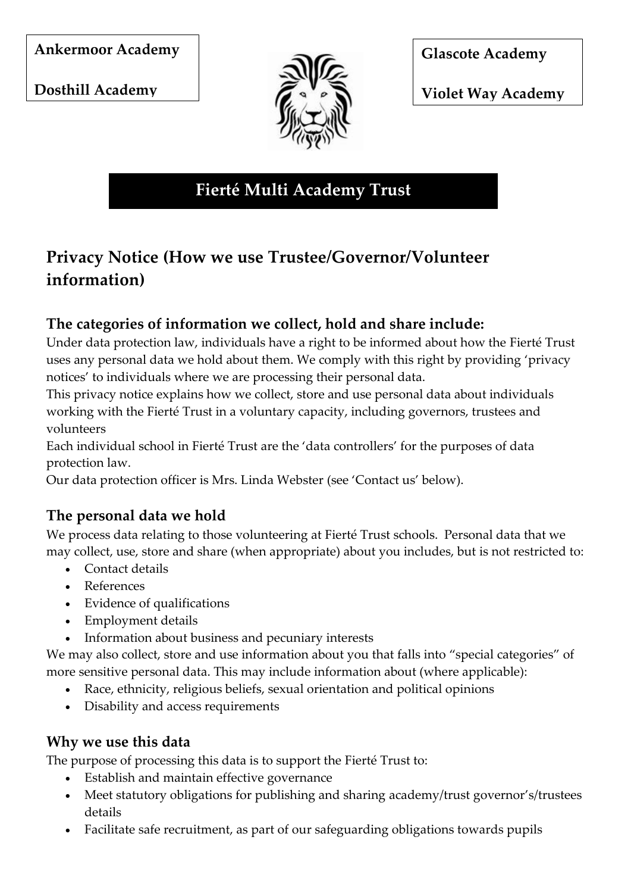**Ankermoor Academy**

**Dosthill Academy**

**Glascote Academy**

**Violet Way Academy**

# Fierté Multi Academy Trust

## Privacy Notice (How we use Trustee/Governor/Volunteer information)

### The categories of information we collect, hold and share include:

Under data protection law, individuals have a right to be informed about how the Fierté Trust uses any personal data we hold about them. We comply with this right by providing 'privacy notices' to individuals where we are processing their personal data.

This privacy notice explains how we collect, store and use personal data about individuals working with the Fierté Trust in a voluntary capacity, including governors, trustees and volunteers

Each individual school in Fierté Trust are the 'data controllers' for the purposes of data protection law.

Our data protection officer is Mrs. Linda Webster (see 'Contact us' below).

### The personal data we hold

We process data relating to those volunteering at Fierté Trust schools. Personal data that we may collect, use, store and share (when appropriate) about you includes, but is not restricted to:

- Contact details
- References
- Evidence of qualifications
- Employment details
- Information about business and pecuniary interests

We may also collect, store and use information about you that falls into "special categories" of more sensitive personal data. This may include information about (where applicable):

- Race, ethnicity, religious beliefs, sexual orientation and political opinions
- Disability and access requirements

### Why we use this data

The purpose of processing this data is to support the Fierté Trust to:

- Establish and maintain effective governance
- Meet statutory obligations for publishing and sharing academy/trust governor's/trustees details
- Facilitate safe recruitment, as part of our safeguarding obligations towards pupils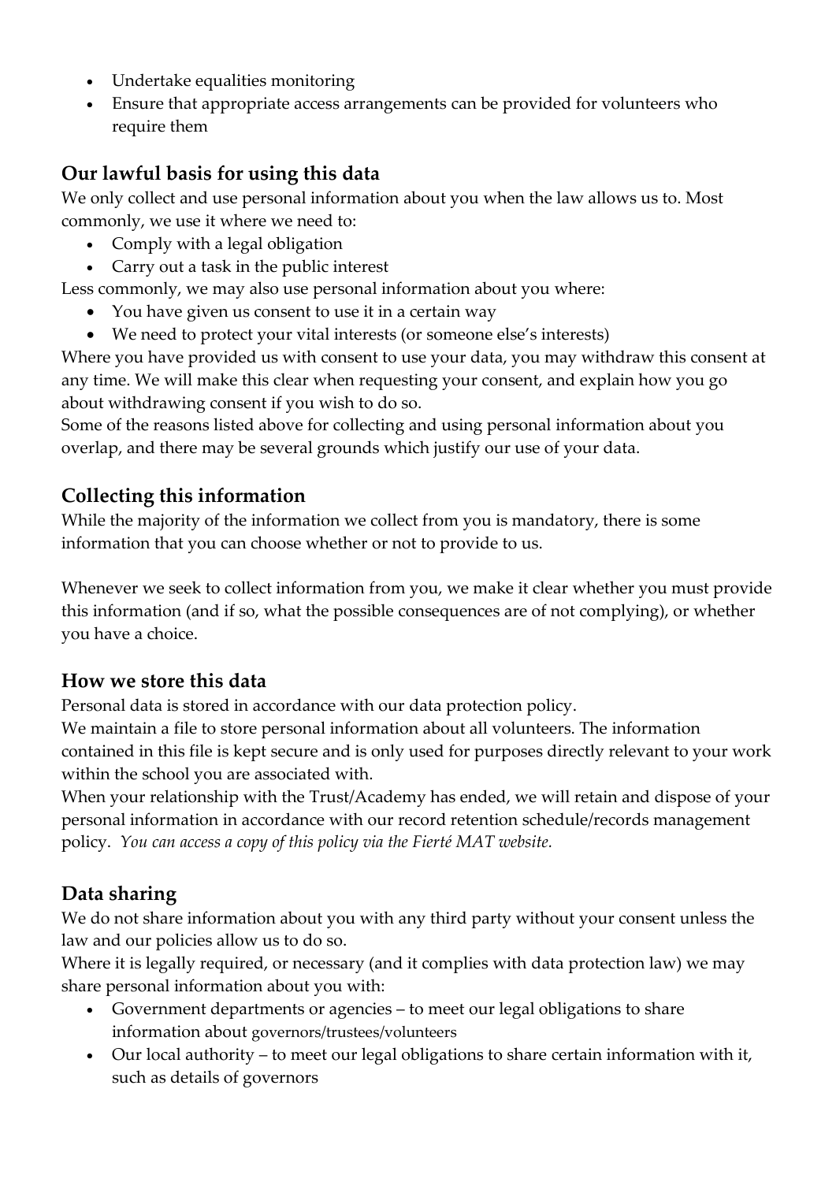- Undertake equalities monitoring
- Ensure that appropriate access arrangements can be provided for volunteers who require them

## Our lawful basis for using this data

We only collect and use personal information about you when the law allows us to. Most commonly, we use it where we need to:

- Comply with a legal obligation
- Carry out a task in the public interest

Less commonly, we may also use personal information about you where:

- You have given us consent to use it in a certain way
- We need to protect your vital interests (or someone else's interests)

Where you have provided us with consent to use your data, you may withdraw this consent at any time. We will make this clear when requesting your consent, and explain how you go about withdrawing consent if you wish to do so.

Some of the reasons listed above for collecting and using personal information about you overlap, and there may be several grounds which justify our use of your data.

## Collecting this information

While the majority of the information we collect from you is mandatory, there is some information that you can choose whether or not to provide to us.

Whenever we seek to collect information from you, we make it clear whether you must provide this information (and if so, what the possible consequences are of not complying), or whether you have a choice.

## How we store this data

Personal data is stored in accordance with our data protection policy.

We maintain a file to store personal information about all volunteers. The information contained in this file is kept secure and is only used for purposes directly relevant to your work within the school you are associated with.

When your relationship with the Trust/Academy has ended, we will retain and dispose of your personal information in accordance with our record retention schedule/records management policy. *You can access a copy of this policy via the Fierté MAT website.*

## Data sharing

We do not share information about you with any third party without your consent unless the law and our policies allow us to do so.

Where it is legally required, or necessary (and it complies with data protection law) we may share personal information about you with:

- Government departments or agencies – to meet our legal obligations to share information about governors/trustees/volunteers
- Our local authority – to meet our legal obligations to share certain information with it, such as details of governors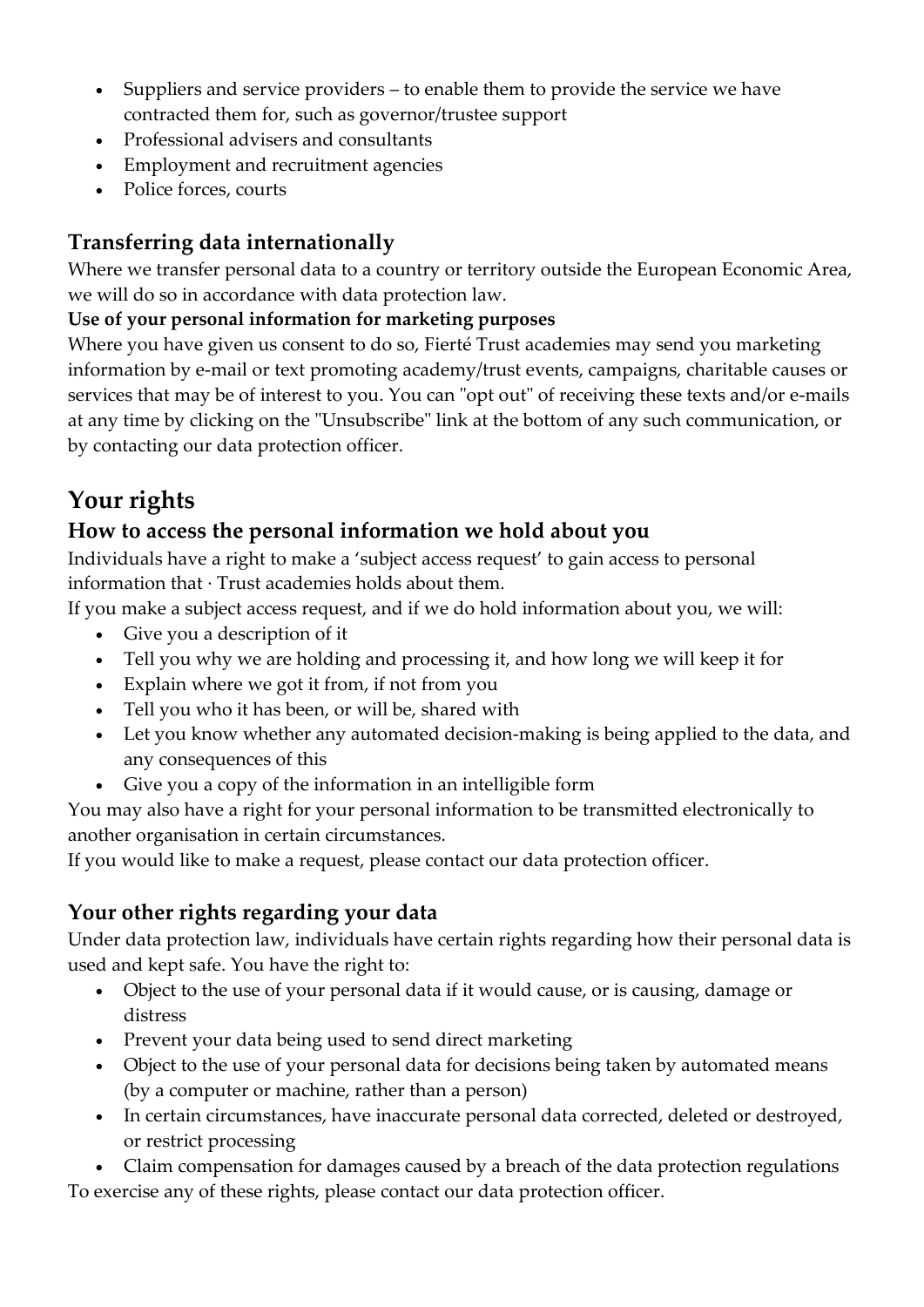- Suppliers and service providers – to enable them to provide the service we have contracted them for, such as governor/trustee support
- Professional advisers and consultants
- Employment and recruitment agencies
- Police forces, courts

### Transferring data internationally

Where we transfer personal data to a country or territory outside the European Economic Area, we will do so in accordance with data protection law.

**Use of your personal information for marketing purposes**

Where you have given us consent to do so, Fierté Trust academies may send you marketing information by e-mail or text promoting academy/trust events, campaigns, charitable causes or services that may be of interest to you. You can "opt out" of receiving these texts and/or e-mails at any time by clicking on the "Unsubscribe" link at the bottom of any such communication, or by contacting our data protection officer.

## Your rights

### How to access the personal information we hold about you

Individuals have a right to make a 'subject access request' to gain access to personal information that · Trust academies holds about them.

If you make a subject access request, and if we do hold information about you, we will:

- Give you a description of it
- Tell you why we are holding and processing it, and how long we will keep it for
- Explain where we got it from, if not from you
- Tell you who it has been, or will be, shared with
- Let you know whether any automated decision-making is being applied to the data, and any consequences of this
- Give you a copy of the information in an intelligible form

You may also have a right for your personal information to be transmitted electronically to another organisation in certain circumstances.

If you would like to make a request, please contact our data protection officer.

### Your other rights regarding your data

Under data protection law, individuals have certain rights regarding how their personal data is used and kept safe. You have the right to:

- Object to the use of your personal data if it would cause, or is causing, damage or distress
- Prevent your data being used to send direct marketing
- Object to the use of your personal data for decisions being taken by automated means (by a computer or machine, rather than a person)
- In certain circumstances, have inaccurate personal data corrected, deleted or destroyed, or restrict processing
- Claim compensation for damages caused by a breach of the data protection regulations

To exercise any of these rights, please contact our data protection officer.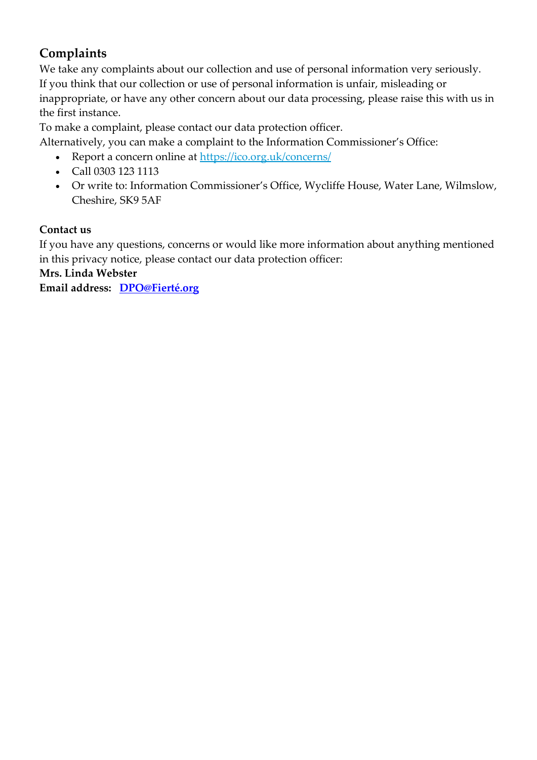## Complaints

We take any complaints about our collection and use of personal information very seriously.
If you think that our collection or use of personal information is unfair, misleading or inappropriate, or have any other concern about our data processing, please raise this with us in the first instance.
To make a complaint, please contact our data protection officer.
Alternatively, you can make a complaint to the Information Commissioner's Office:

- Report a concern online at https://ico.org.uk/concerns/
- Call 0303 123 1113
- Or write to: Information Commissioner's Office, Wycliffe House, Water Lane, Wilmslow, Cheshire, SK9 5AF

**Contact us**

If you have any questions, concerns or would like more information about anything mentioned in this privacy notice, please contact our data protection officer:

**Mrs. Linda Webster**
**Email address: DPO@Fierté.org**